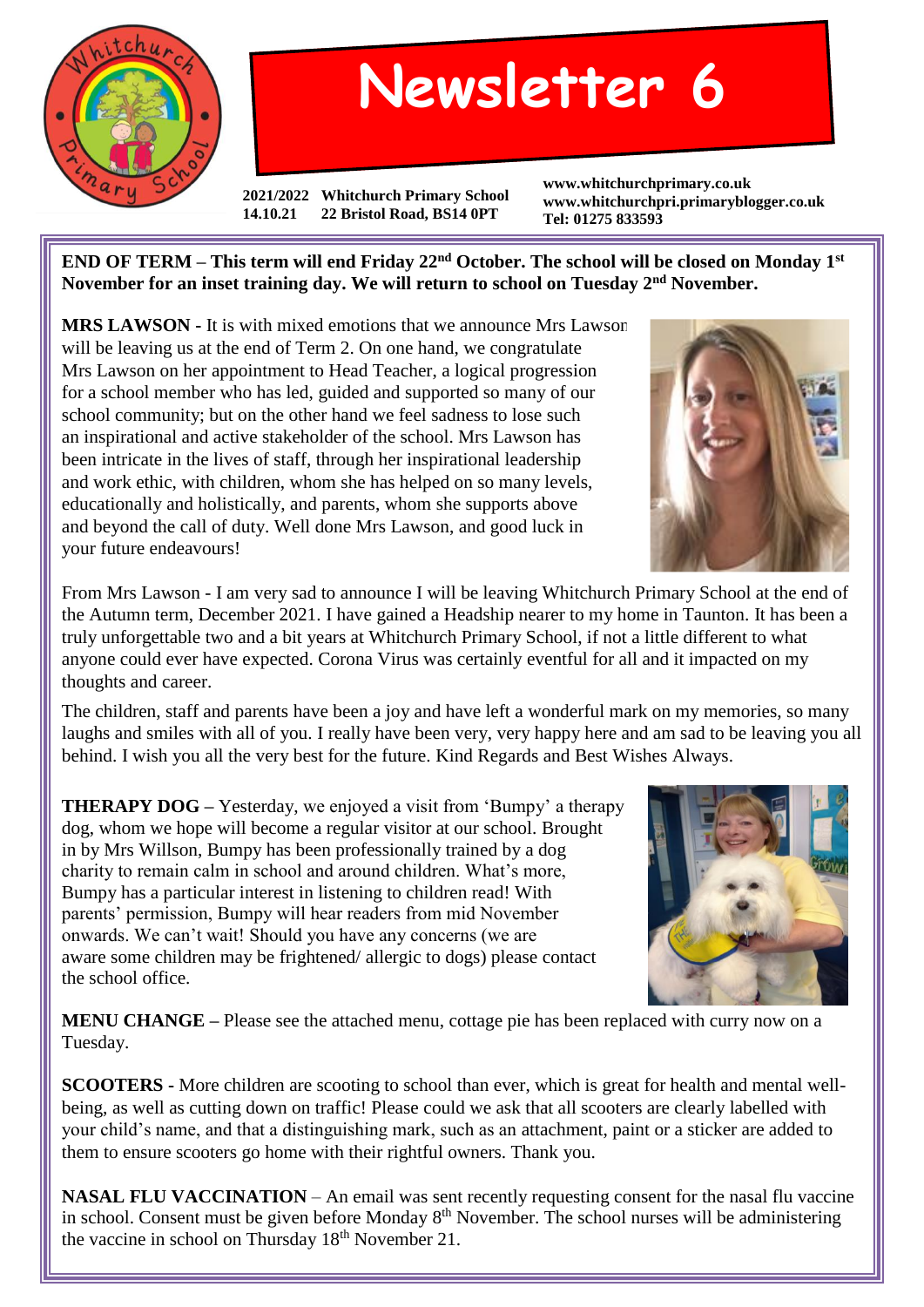# Newsletter 6

**2021/2022** **Whitchurch Primary School**
**14.10.21** **22 Bristol Road, BS14 0PT**

**www.whitchurchprimary.co.uk**
**www.whitchurchpri.primaryblogger.co.uk**
**Tel: 01275 833593**

**END OF TERM – This term will end Friday 22nd October. The school will be closed on Monday 1st November for an inset training day. We will return to school on Tuesday 2nd November.**

**MRS LAWSON -** It is with mixed emotions that we announce Mrs Lawson will be leaving us at the end of Term 2. On one hand, we congratulate Mrs Lawson on her appointment to Head Teacher, a logical progression for a school member who has led, guided and supported so many of our school community; but on the other hand we feel sadness to lose such an inspirational and active stakeholder of the school. Mrs Lawson has been intricate in the lives of staff, through her inspirational leadership and work ethic, with children, whom she has helped on so many levels, educationally and holistically, and parents, whom she supports above and beyond the call of duty. Well done Mrs Lawson, and good luck in your future endeavours!

From Mrs Lawson - I am very sad to announce I will be leaving Whitchurch Primary School at the end of the Autumn term, December 2021. I have gained a Headship nearer to my home in Taunton. It has been a truly unforgettable two and a bit years at Whitchurch Primary School, if not a little different to what anyone could ever have expected. Corona Virus was certainly eventful for all and it impacted on my thoughts and career.

The children, staff and parents have been a joy and have left a wonderful mark on my memories, so many laughs and smiles with all of you. I really have been very, very happy here and am sad to be leaving you all behind. I wish you all the very best for the future. Kind Regards and Best Wishes Always.

**THERAPY DOG –** Yesterday, we enjoyed a visit from 'Bumpy' a therapy dog, whom we hope will become a regular visitor at our school. Brought in by Mrs Willson, Bumpy has been professionally trained by a dog charity to remain calm in school and around children. What's more, Bumpy has a particular interest in listening to children read! With parents' permission, Bumpy will hear readers from mid November onwards. We can't wait! Should you have any concerns (we are aware some children may be frightened/ allergic to dogs) please contact the school office.

**MENU CHANGE –** Please see the attached menu, cottage pie has been replaced with curry now on a Tuesday.

**SCOOTERS -** More children are scooting to school than ever, which is great for health and mental well-being, as well as cutting down on traffic! Please could we ask that all scooters are clearly labelled with your child's name, and that a distinguishing mark, such as an attachment, paint or a sticker are added to them to ensure scooters go home with their rightful owners. Thank you.

**NASAL FLU VACCINATION** – An email was sent recently requesting consent for the nasal flu vaccine in school. Consent must be given before Monday 8th November. The school nurses will be administering the vaccine in school on Thursday 18th November 21.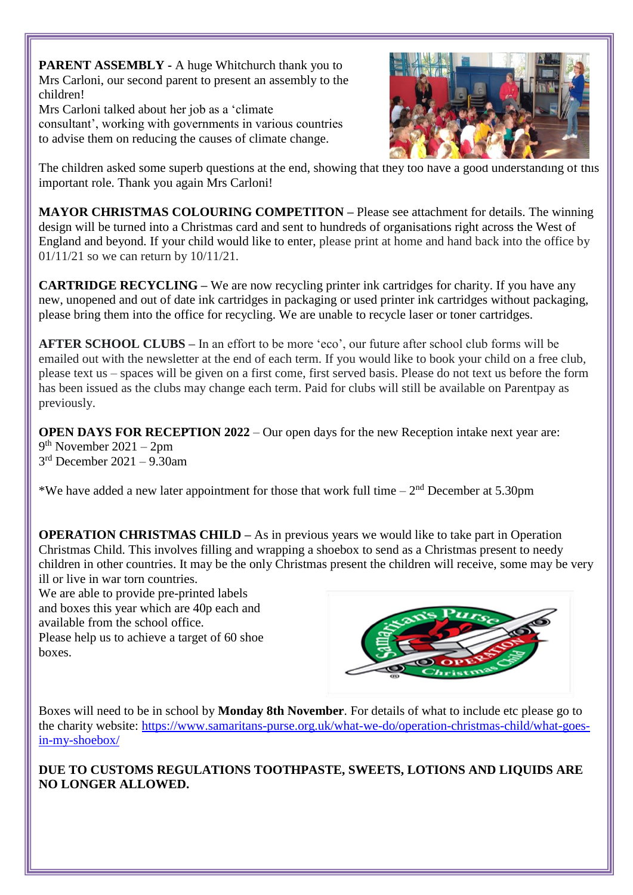**PARENT ASSEMBLY -** A huge Whitchurch thank you to Mrs Carloni, our second parent to present an assembly to the children!

Mrs Carloni talked about her job as a 'climate consultant', working with governments in various countries to advise them on reducing the causes of climate change.

The children asked some superb questions at the end, showing that they too have a good understanding of this important role. Thank you again Mrs Carloni!

**MAYOR CHRISTMAS COLOURING COMPETITON –** Please see attachment for details. The winning design will be turned into a Christmas card and sent to hundreds of organisations right across the West of England and beyond. If your child would like to enter, please print at home and hand back into the office by 01/11/21 so we can return by 10/11/21.

**CARTRIDGE RECYCLING –** We are now recycling printer ink cartridges for charity. If you have any new, unopened and out of date ink cartridges in packaging or used printer ink cartridges without packaging, please bring them into the office for recycling. We are unable to recycle laser or toner cartridges.

**AFTER SCHOOL CLUBS –** In an effort to be more 'eco', our future after school club forms will be emailed out with the newsletter at the end of each term. If you would like to book your child on a free club, please text us – spaces will be given on a first come, first served basis. Please do not text us before the form has been issued as the clubs may change each term. Paid for clubs will still be available on Parentpay as previously.

**OPEN DAYS FOR RECEPTION 2022** – Our open days for the new Reception intake next year are:
9th November 2021 – 2pm
3rd December 2021 – 9.30am

*We have added a new later appointment for those that work full time – 2nd December at 5.30pm

**OPERATION CHRISTMAS CHILD –** As in previous years we would like to take part in Operation Christmas Child. This involves filling and wrapping a shoebox to send as a Christmas present to needy children in other countries. It may be the only Christmas present the children will receive, some may be very ill or live in war torn countries.

We are able to provide pre-printed labels and boxes this year which are 40p each and available from the school office.

Please help us to achieve a target of 60 shoe boxes.

Boxes will need to be in school by **Monday 8th November**. For details of what to include etc please go to the charity website: [https://www.samaritans-purse.org.uk/what-we-do/operation-christmas-child/what-goes-in-my-shoebox/](https://www.samaritans-purse.org.uk/what-we-do/operation-christmas-child/what-goes-in-my-shoebox/)

**DUE TO CUSTOMS REGULATIONS TOOTHPASTE, SWEETS, LOTIONS AND LIQUIDS ARE NO LONGER ALLOWED.**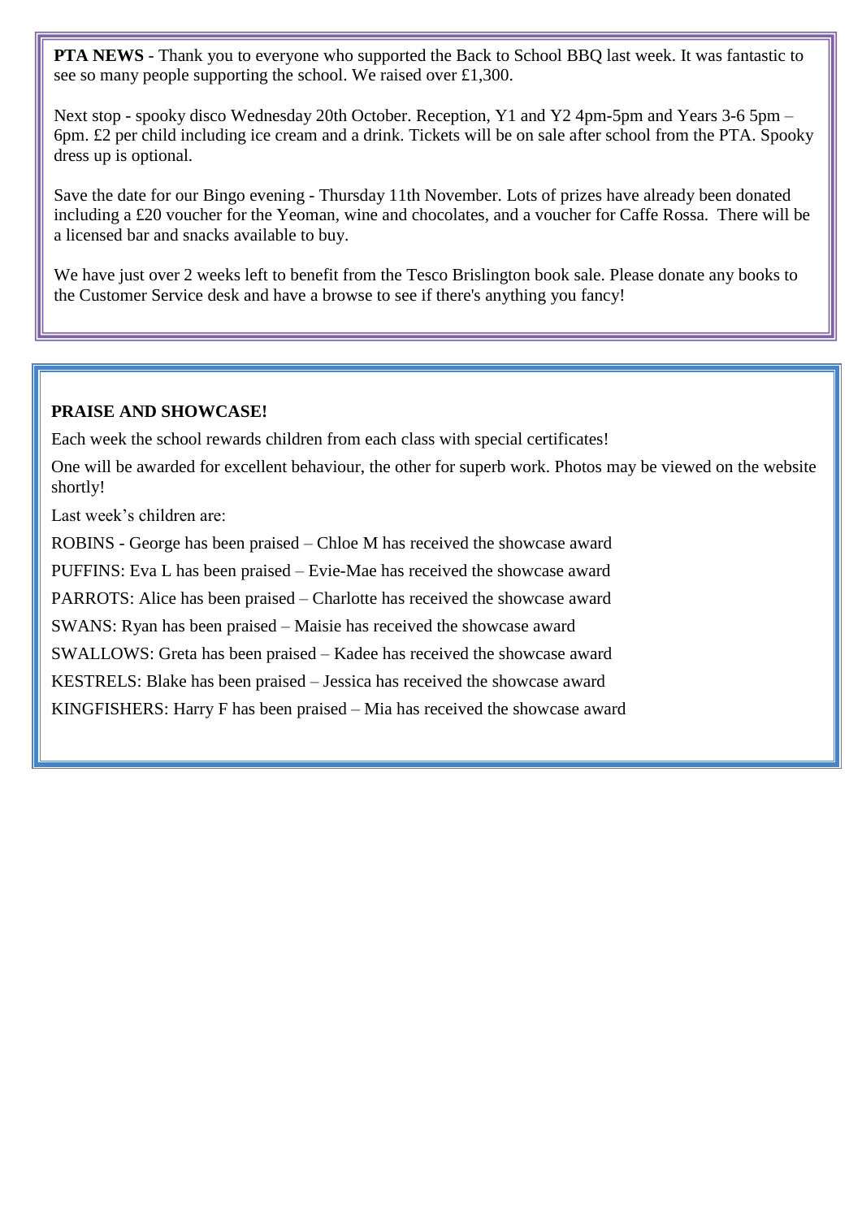**PTA NEWS** - Thank you to everyone who supported the Back to School BBQ last week. It was fantastic to see so many people supporting the school. We raised over £1,300.

Next stop - spooky disco Wednesday 20th October. Reception, Y1 and Y2 4pm-5pm and Years 3-6 5pm – 6pm. £2 per child including ice cream and a drink. Tickets will be on sale after school from the PTA. Spooky dress up is optional.

Save the date for our Bingo evening - Thursday 11th November. Lots of prizes have already been donated including a £20 voucher for the Yeoman, wine and chocolates, and a voucher for Caffe Rossa. There will be a licensed bar and snacks available to buy.

We have just over 2 weeks left to benefit from the Tesco Brislington book sale. Please donate any books to the Customer Service desk and have a browse to see if there's anything you fancy!

**PRAISE AND SHOWCASE!**

Each week the school rewards children from each class with special certificates!

One will be awarded for excellent behaviour, the other for superb work. Photos may be viewed on the website shortly!

Last week's children are:

ROBINS - George has been praised – Chloe M has received the showcase award

PUFFINS: Eva L has been praised – Evie-Mae has received the showcase award

PARROTS: Alice has been praised – Charlotte has received the showcase award

SWANS: Ryan has been praised – Maisie has received the showcase award

SWALLOWS: Greta has been praised – Kadee has received the showcase award

KESTRELS: Blake has been praised – Jessica has received the showcase award

KINGFISHERS: Harry F has been praised – Mia has received the showcase award